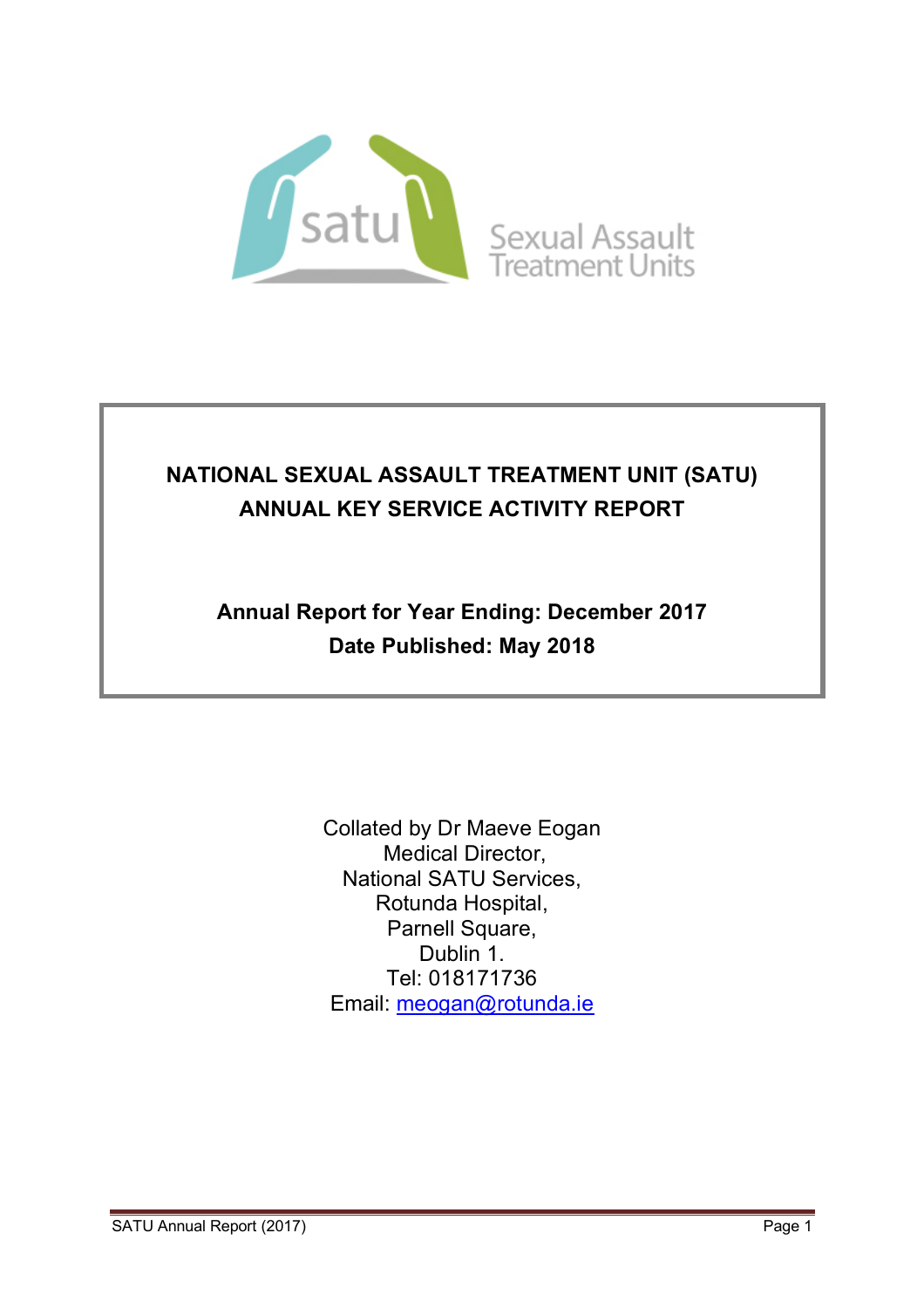satu Sexual Assault Treatment Units

# NATIONAL SEXUAL ASSAULT TREATMENT UNIT (SATU) ANNUAL KEY SERVICE ACTIVITY REPORT

**Annual Report for Year Ending: December 2017**

**Date Published: May 2018**

Collated by Dr Maeve Eogan
Medical Director,
National SATU Services,
Rotunda Hospital,
Parnell Square,
Dublin 1.
Tel: 018171736
Email: meogan@rotunda.ie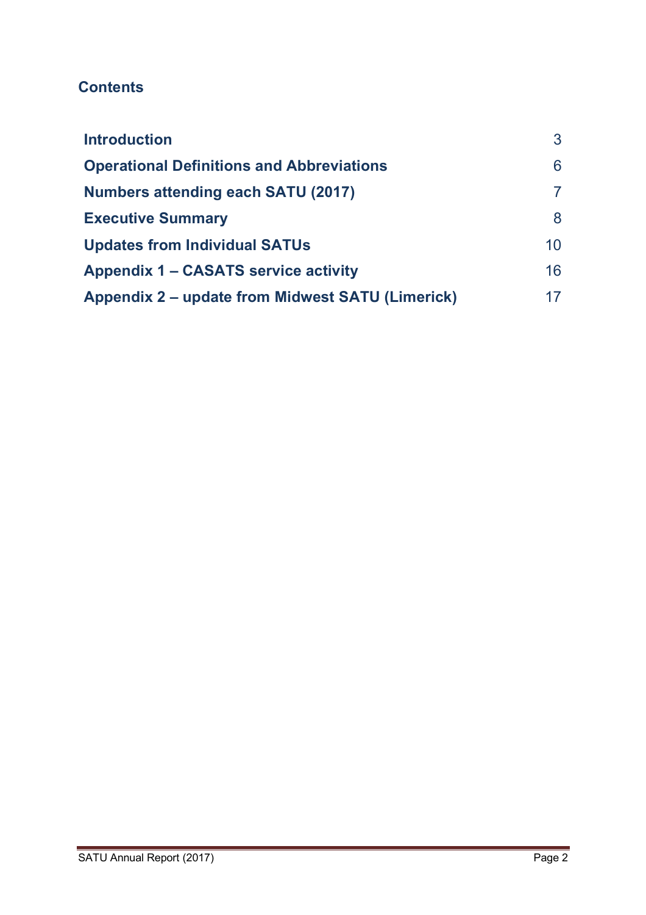## Contents

| | |
|---|---|
| **Introduction** | 3 |
| **Operational Definitions and Abbreviations** | 6 |
| **Numbers attending each SATU (2017)** | 7 |
| **Executive Summary** | 8 |
| **Updates from Individual SATUs** | 10 |
| **Appendix 1 – CASATS service activity** | 16 |
| **Appendix 2 – update from Midwest SATU (Limerick)** | 17 |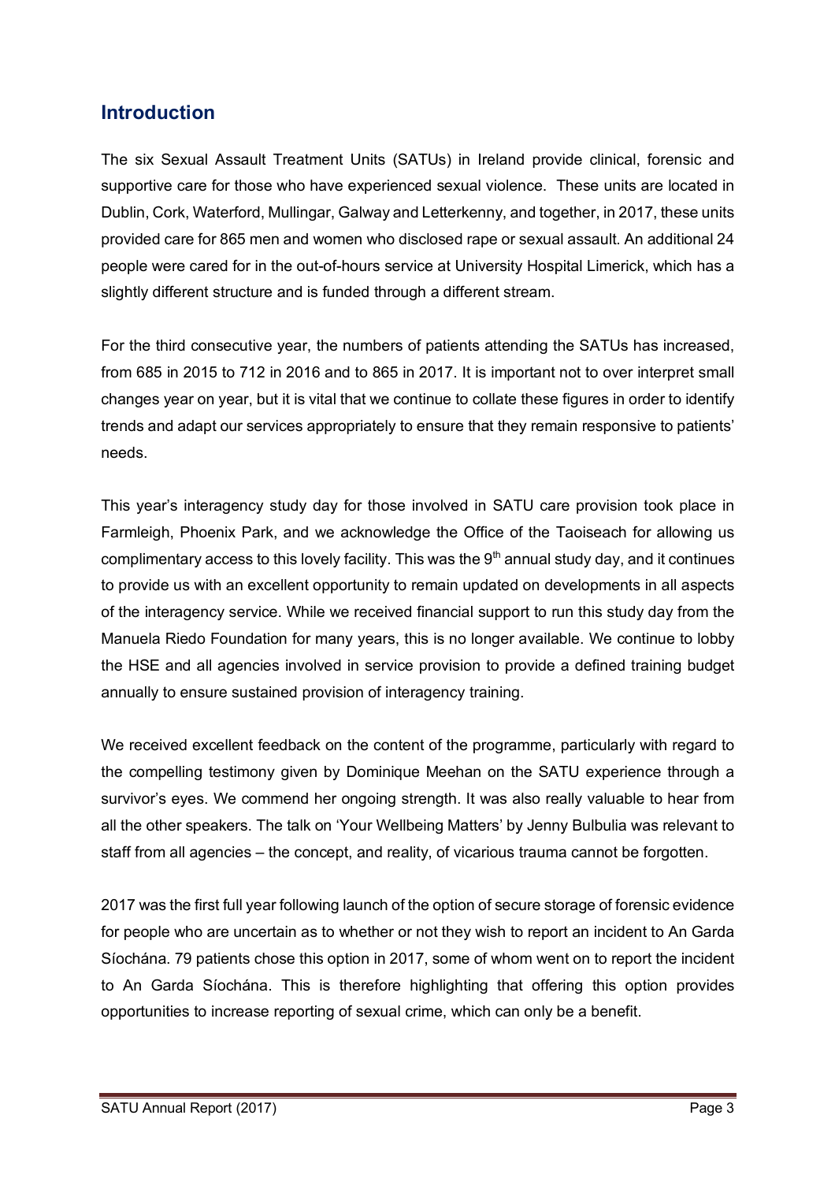## Introduction

The six Sexual Assault Treatment Units (SATUs) in Ireland provide clinical, forensic and supportive care for those who have experienced sexual violence. These units are located in Dublin, Cork, Waterford, Mullingar, Galway and Letterkenny, and together, in 2017, these units provided care for 865 men and women who disclosed rape or sexual assault. An additional 24 people were cared for in the out-of-hours service at University Hospital Limerick, which has a slightly different structure and is funded through a different stream.

For the third consecutive year, the numbers of patients attending the SATUs has increased, from 685 in 2015 to 712 in 2016 and to 865 in 2017. It is important not to over interpret small changes year on year, but it is vital that we continue to collate these figures in order to identify trends and adapt our services appropriately to ensure that they remain responsive to patients' needs.

This year's interagency study day for those involved in SATU care provision took place in Farmleigh, Phoenix Park, and we acknowledge the Office of the Taoiseach for allowing us complimentary access to this lovely facility. This was the 9th annual study day, and it continues to provide us with an excellent opportunity to remain updated on developments in all aspects of the interagency service. While we received financial support to run this study day from the Manuela Riedo Foundation for many years, this is no longer available. We continue to lobby the HSE and all agencies involved in service provision to provide a defined training budget annually to ensure sustained provision of interagency training.

We received excellent feedback on the content of the programme, particularly with regard to the compelling testimony given by Dominique Meehan on the SATU experience through a survivor's eyes. We commend her ongoing strength. It was also really valuable to hear from all the other speakers. The talk on 'Your Wellbeing Matters' by Jenny Bulbulia was relevant to staff from all agencies – the concept, and reality, of vicarious trauma cannot be forgotten.

2017 was the first full year following launch of the option of secure storage of forensic evidence for people who are uncertain as to whether or not they wish to report an incident to An Garda Síochána. 79 patients chose this option in 2017, some of whom went on to report the incident to An Garda Síochána. This is therefore highlighting that offering this option provides opportunities to increase reporting of sexual crime, which can only be a benefit.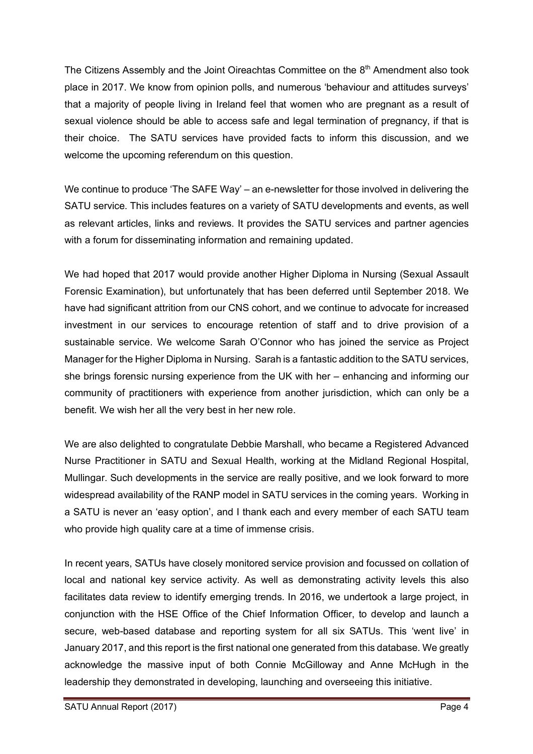The Citizens Assembly and the Joint Oireachtas Committee on the 8th Amendment also took place in 2017. We know from opinion polls, and numerous 'behaviour and attitudes surveys' that a majority of people living in Ireland feel that women who are pregnant as a result of sexual violence should be able to access safe and legal termination of pregnancy, if that is their choice. The SATU services have provided facts to inform this discussion, and we welcome the upcoming referendum on this question.

We continue to produce 'The SAFE Way' – an e-newsletter for those involved in delivering the SATU service. This includes features on a variety of SATU developments and events, as well as relevant articles, links and reviews. It provides the SATU services and partner agencies with a forum for disseminating information and remaining updated.

We had hoped that 2017 would provide another Higher Diploma in Nursing (Sexual Assault Forensic Examination), but unfortunately that has been deferred until September 2018. We have had significant attrition from our CNS cohort, and we continue to advocate for increased investment in our services to encourage retention of staff and to drive provision of a sustainable service. We welcome Sarah O'Connor who has joined the service as Project Manager for the Higher Diploma in Nursing. Sarah is a fantastic addition to the SATU services, she brings forensic nursing experience from the UK with her – enhancing and informing our community of practitioners with experience from another jurisdiction, which can only be a benefit. We wish her all the very best in her new role.

We are also delighted to congratulate Debbie Marshall, who became a Registered Advanced Nurse Practitioner in SATU and Sexual Health, working at the Midland Regional Hospital, Mullingar. Such developments in the service are really positive, and we look forward to more widespread availability of the RANP model in SATU services in the coming years. Working in a SATU is never an 'easy option', and I thank each and every member of each SATU team who provide high quality care at a time of immense crisis.

In recent years, SATUs have closely monitored service provision and focussed on collation of local and national key service activity. As well as demonstrating activity levels this also facilitates data review to identify emerging trends. In 2016, we undertook a large project, in conjunction with the HSE Office of the Chief Information Officer, to develop and launch a secure, web-based database and reporting system for all six SATUs. This 'went live' in January 2017, and this report is the first national one generated from this database. We greatly acknowledge the massive input of both Connie McGilloway and Anne McHugh in the leadership they demonstrated in developing, launching and overseeing this initiative.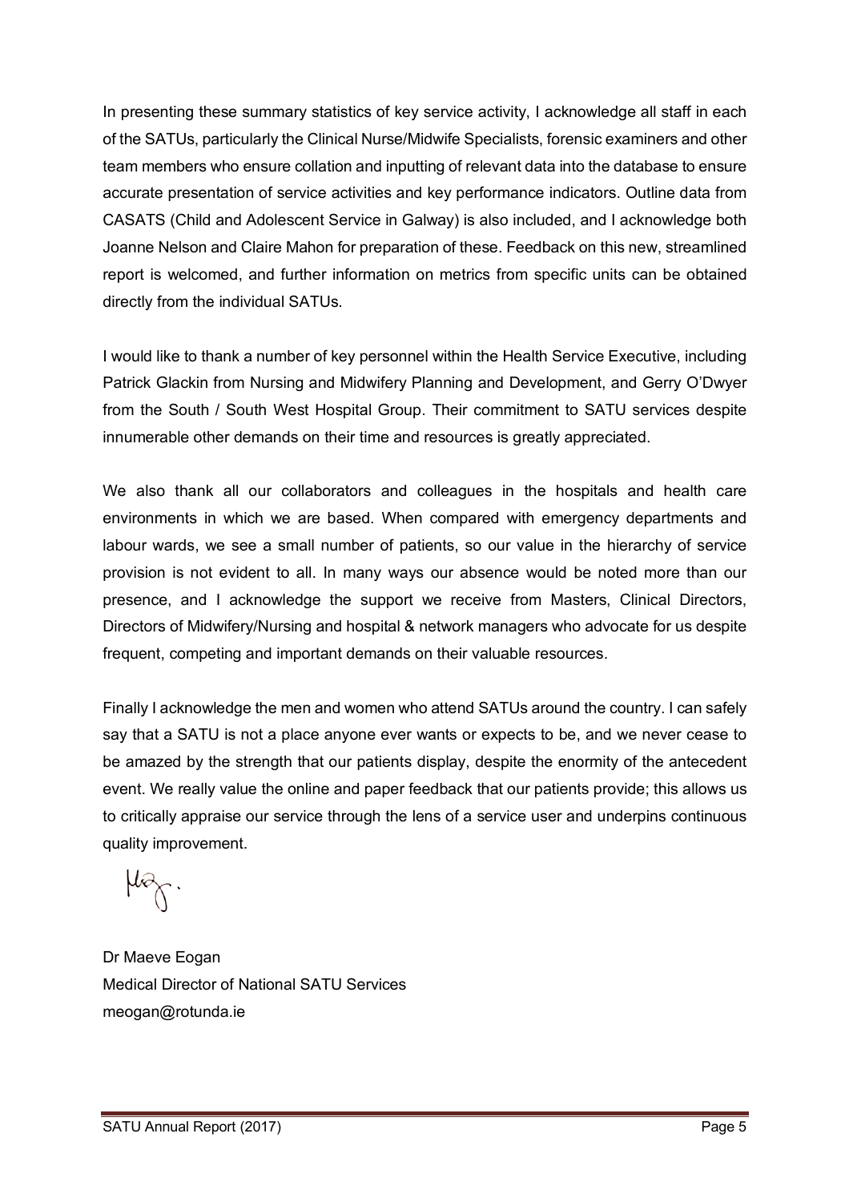In presenting these summary statistics of key service activity, I acknowledge all staff in each of the SATUs, particularly the Clinical Nurse/Midwife Specialists, forensic examiners and other team members who ensure collation and inputting of relevant data into the database to ensure accurate presentation of service activities and key performance indicators. Outline data from CASATS (Child and Adolescent Service in Galway) is also included, and I acknowledge both Joanne Nelson and Claire Mahon for preparation of these. Feedback on this new, streamlined report is welcomed, and further information on metrics from specific units can be obtained directly from the individual SATUs.

I would like to thank a number of key personnel within the Health Service Executive, including Patrick Glackin from Nursing and Midwifery Planning and Development, and Gerry O'Dwyer from the South / South West Hospital Group. Their commitment to SATU services despite innumerable other demands on their time and resources is greatly appreciated.

We also thank all our collaborators and colleagues in the hospitals and health care environments in which we are based. When compared with emergency departments and labour wards, we see a small number of patients, so our value in the hierarchy of service provision is not evident to all. In many ways our absence would be noted more than our presence, and I acknowledge the support we receive from Masters, Clinical Directors, Directors of Midwifery/Nursing and hospital & network managers who advocate for us despite frequent, competing and important demands on their valuable resources.

Finally I acknowledge the men and women who attend SATUs around the country. I can safely say that a SATU is not a place anyone ever wants or expects to be, and we never cease to be amazed by the strength that our patients display, despite the enormity of the antecedent event. We really value the online and paper feedback that our patients provide; this allows us to critically appraise our service through the lens of a service user and underpins continuous quality improvement.

Dr Maeve Eogan
Medical Director of National SATU Services
meogan@rotunda.ie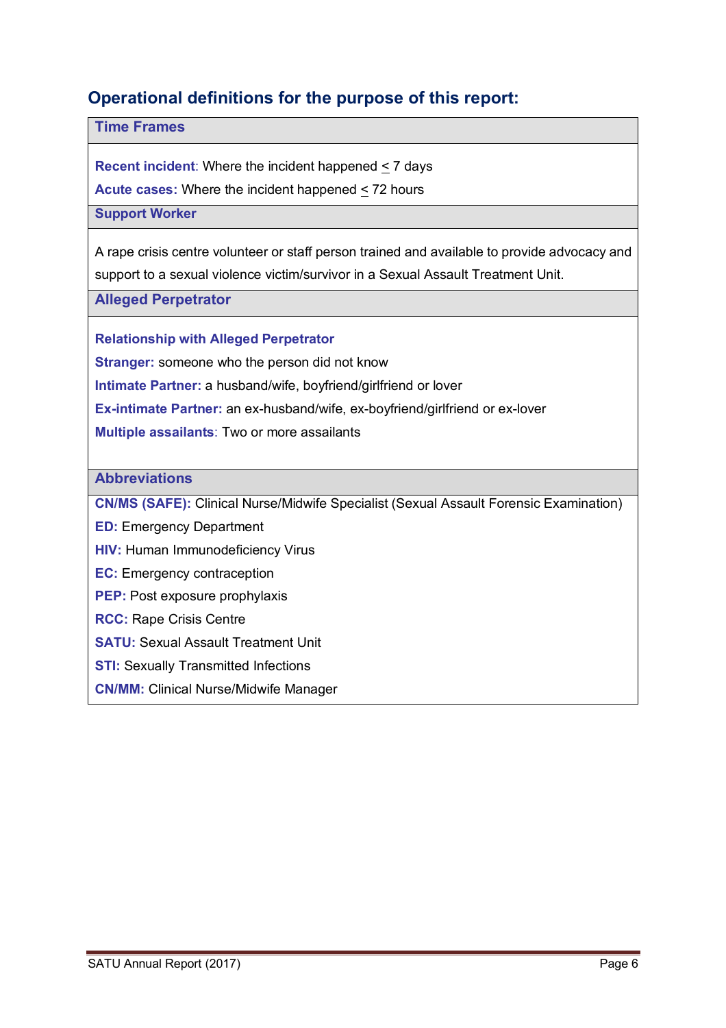## Operational definitions for the purpose of this report:

### Time Frames

**Recent incident**: Where the incident happened ≤ 7 days

**Acute cases:** Where the incident happened ≤ 72 hours

### Support Worker

A rape crisis centre volunteer or staff person trained and available to provide advocacy and support to a sexual violence victim/survivor in a Sexual Assault Treatment Unit.

### Alleged Perpetrator

**Relationship with Alleged Perpetrator**

**Stranger:** someone who the person did not know

**Intimate Partner:** a husband/wife, boyfriend/girlfriend or lover

**Ex-intimate Partner:** an ex-husband/wife, ex-boyfriend/girlfriend or ex-lover

**Multiple assailants**: Two or more assailants

### Abbreviations

**CN/MS (SAFE):** Clinical Nurse/Midwife Specialist (Sexual Assault Forensic Examination)

**ED:** Emergency Department

**HIV:** Human Immunodeficiency Virus

**EC:** Emergency contraception

**PEP:** Post exposure prophylaxis

**RCC:** Rape Crisis Centre

**SATU:** Sexual Assault Treatment Unit

**STI:** Sexually Transmitted Infections

**CN/MM:** Clinical Nurse/Midwife Manager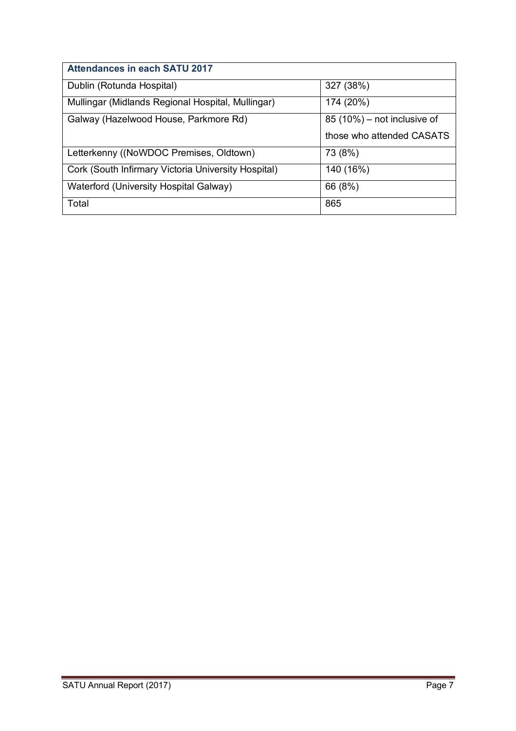| Attendances in each SATU 2017 | |
|---|---|
| Dublin (Rotunda Hospital) | 327 (38%) |
| Mullingar (Midlands Regional Hospital, Mullingar) | 174 (20%) |
| Galway (Hazelwood House, Parkmore Rd) | 85 (10%) – not inclusive of those who attended CASATS |
| Letterkenny ((NoWDOC Premises, Oldtown) | 73 (8%) |
| Cork (South Infirmary Victoria University Hospital) | 140 (16%) |
| Waterford (University Hospital Galway) | 66 (8%) |
| Total | 865 |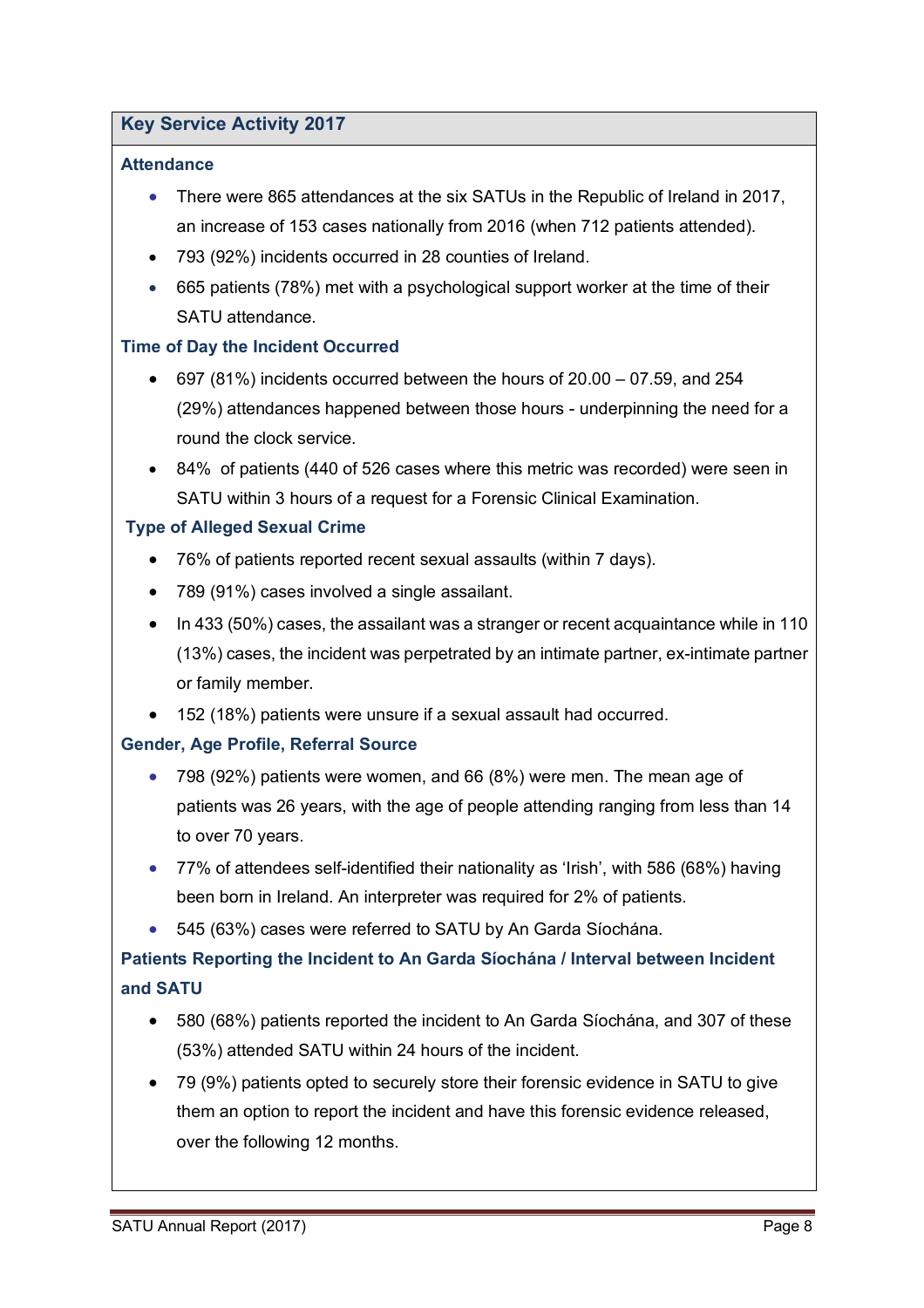## Key Service Activity 2017

### Attendance

- There were 865 attendances at the six SATUs in the Republic of Ireland in 2017, an increase of 153 cases nationally from 2016 (when 712 patients attended).
- 793 (92%) incidents occurred in 28 counties of Ireland.
- 665 patients (78%) met with a psychological support worker at the time of their SATU attendance.

### Time of Day the Incident Occurred

- 697 (81%) incidents occurred between the hours of 20.00 – 07.59, and 254 (29%) attendances happened between those hours - underpinning the need for a round the clock service.
- 84% of patients (440 of 526 cases where this metric was recorded) were seen in SATU within 3 hours of a request for a Forensic Clinical Examination.

### Type of Alleged Sexual Crime

- 76% of patients reported recent sexual assaults (within 7 days).
- 789 (91%) cases involved a single assailant.
- In 433 (50%) cases, the assailant was a stranger or recent acquaintance while in 110 (13%) cases, the incident was perpetrated by an intimate partner, ex-intimate partner or family member.
- 152 (18%) patients were unsure if a sexual assault had occurred.

### Gender, Age Profile, Referral Source

- 798 (92%) patients were women, and 66 (8%) were men. The mean age of patients was 26 years, with the age of people attending ranging from less than 14 to over 70 years.
- 77% of attendees self-identified their nationality as 'Irish', with 586 (68%) having been born in Ireland. An interpreter was required for 2% of patients.
- 545 (63%) cases were referred to SATU by An Garda Síochána.

### Patients Reporting the Incident to An Garda Síochána / Interval between Incident and SATU

- 580 (68%) patients reported the incident to An Garda Síochána, and 307 of these (53%) attended SATU within 24 hours of the incident.
- 79 (9%) patients opted to securely store their forensic evidence in SATU to give them an option to report the incident and have this forensic evidence released, over the following 12 months.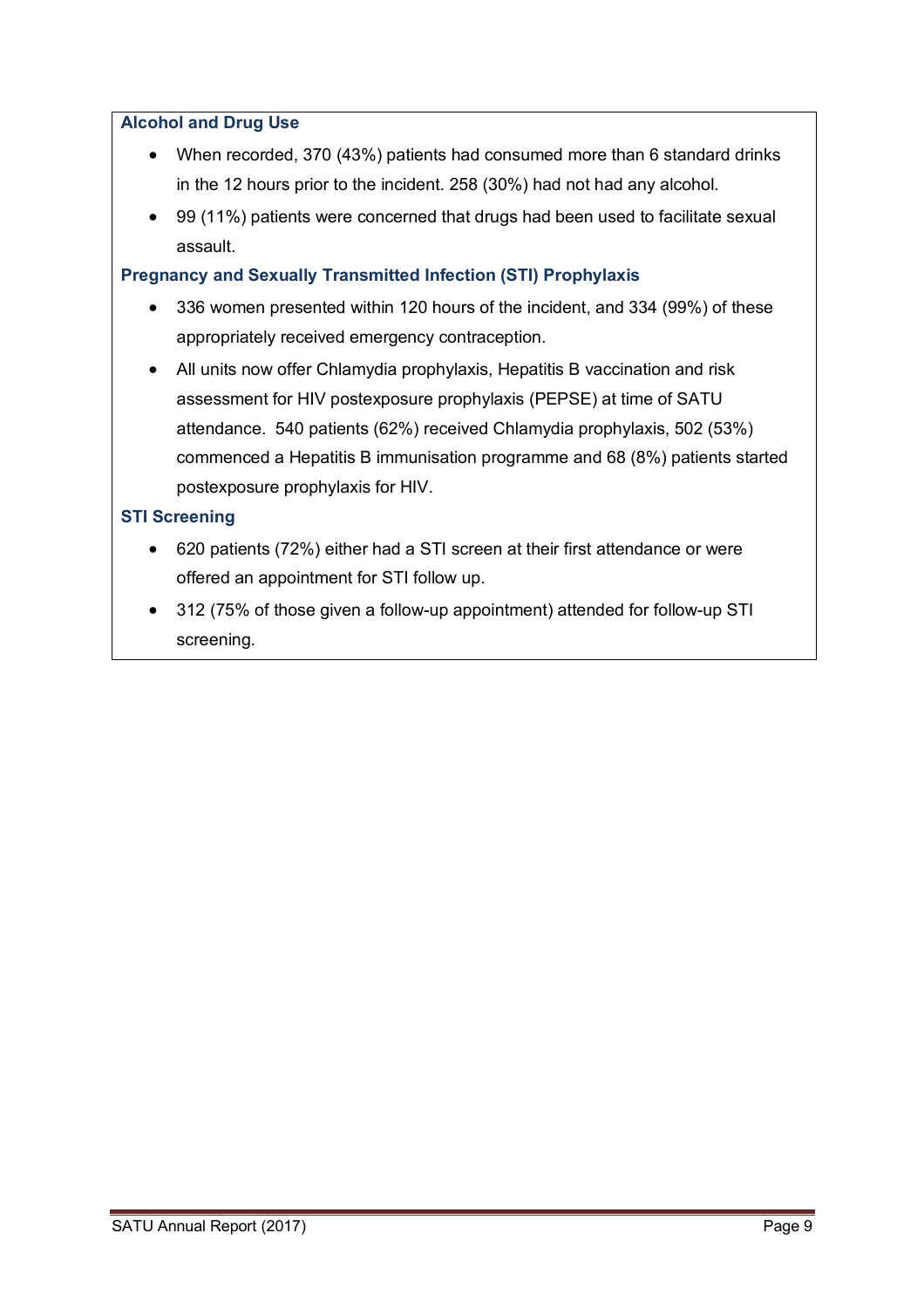### Alcohol and Drug Use

- When recorded, 370 (43%) patients had consumed more than 6 standard drinks in the 12 hours prior to the incident. 258 (30%) had not had any alcohol.
- 99 (11%) patients were concerned that drugs had been used to facilitate sexual assault.

### Pregnancy and Sexually Transmitted Infection (STI) Prophylaxis

- 336 women presented within 120 hours of the incident, and 334 (99%) of these appropriately received emergency contraception.
- All units now offer Chlamydia prophylaxis, Hepatitis B vaccination and risk assessment for HIV postexposure prophylaxis (PEPSE) at time of SATU attendance. 540 patients (62%) received Chlamydia prophylaxis, 502 (53%) commenced a Hepatitis B immunisation programme and 68 (8%) patients started postexposure prophylaxis for HIV.

### STI Screening

- 620 patients (72%) either had a STI screen at their first attendance or were offered an appointment for STI follow up.
- 312 (75% of those given a follow-up appointment) attended for follow-up STI screening.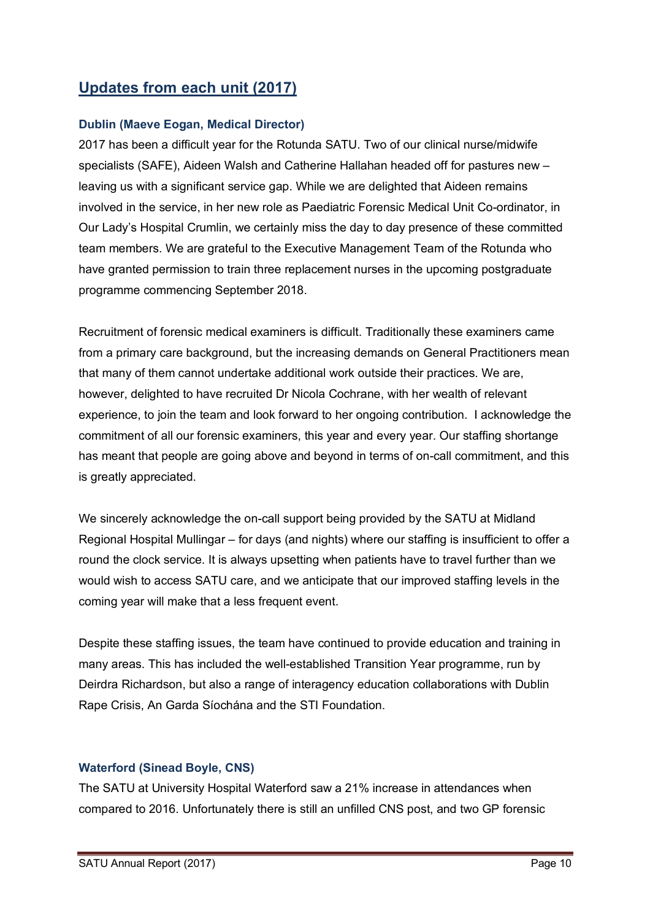## Updates from each unit (2017)

### Dublin (Maeve Eogan, Medical Director)

2017 has been a difficult year for the Rotunda SATU. Two of our clinical nurse/midwife specialists (SAFE), Aideen Walsh and Catherine Hallahan headed off for pastures new – leaving us with a significant service gap. While we are delighted that Aideen remains involved in the service, in her new role as Paediatric Forensic Medical Unit Co-ordinator, in Our Lady's Hospital Crumlin, we certainly miss the day to day presence of these committed team members. We are grateful to the Executive Management Team of the Rotunda who have granted permission to train three replacement nurses in the upcoming postgraduate programme commencing September 2018.

Recruitment of forensic medical examiners is difficult. Traditionally these examiners came from a primary care background, but the increasing demands on General Practitioners mean that many of them cannot undertake additional work outside their practices. We are, however, delighted to have recruited Dr Nicola Cochrane, with her wealth of relevant experience, to join the team and look forward to her ongoing contribution. I acknowledge the commitment of all our forensic examiners, this year and every year. Our staffing shortange has meant that people are going above and beyond in terms of on-call commitment, and this is greatly appreciated.

We sincerely acknowledge the on-call support being provided by the SATU at Midland Regional Hospital Mullingar – for days (and nights) where our staffing is insufficient to offer a round the clock service. It is always upsetting when patients have to travel further than we would wish to access SATU care, and we anticipate that our improved staffing levels in the coming year will make that a less frequent event.

Despite these staffing issues, the team have continued to provide education and training in many areas. This has included the well-established Transition Year programme, run by Deirdra Richardson, but also a range of interagency education collaborations with Dublin Rape Crisis, An Garda Síochána and the STI Foundation.

### Waterford (Sinead Boyle, CNS)

The SATU at University Hospital Waterford saw a 21% increase in attendances when compared to 2016. Unfortunately there is still an unfilled CNS post, and two GP forensic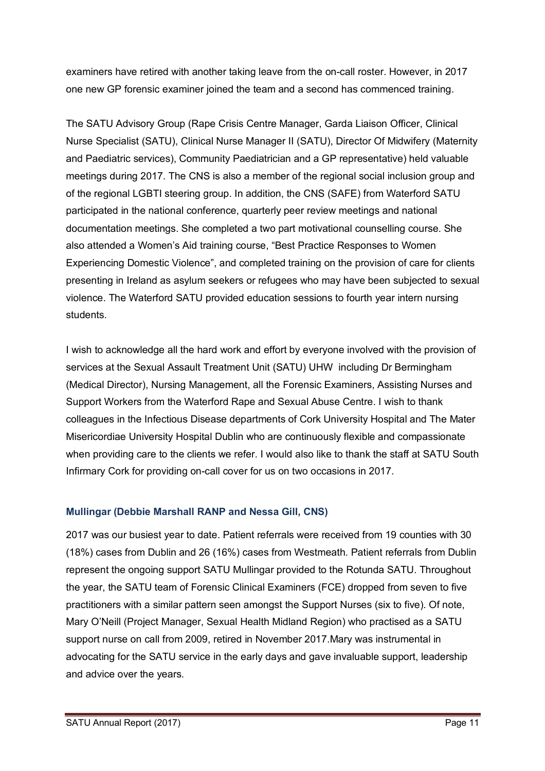examiners have retired with another taking leave from the on-call roster. However, in 2017 one new GP forensic examiner joined the team and a second has commenced training.

The SATU Advisory Group (Rape Crisis Centre Manager, Garda Liaison Officer, Clinical Nurse Specialist (SATU), Clinical Nurse Manager II (SATU), Director Of Midwifery (Maternity and Paediatric services), Community Paediatrician and a GP representative) held valuable meetings during 2017. The CNS is also a member of the regional social inclusion group and of the regional LGBTI steering group. In addition, the CNS (SAFE) from Waterford SATU participated in the national conference, quarterly peer review meetings and national documentation meetings. She completed a two part motivational counselling course. She also attended a Women's Aid training course, "Best Practice Responses to Women Experiencing Domestic Violence", and completed training on the provision of care for clients presenting in Ireland as asylum seekers or refugees who may have been subjected to sexual violence. The Waterford SATU provided education sessions to fourth year intern nursing students.

I wish to acknowledge all the hard work and effort by everyone involved with the provision of services at the Sexual Assault Treatment Unit (SATU) UHW including Dr Bermingham (Medical Director), Nursing Management, all the Forensic Examiners, Assisting Nurses and Support Workers from the Waterford Rape and Sexual Abuse Centre. I wish to thank colleagues in the Infectious Disease departments of Cork University Hospital and The Mater Misericordiae University Hospital Dublin who are continuously flexible and compassionate when providing care to the clients we refer. I would also like to thank the staff at SATU South Infirmary Cork for providing on-call cover for us on two occasions in 2017.

### Mullingar (Debbie Marshall RANP and Nessa Gill, CNS)

2017 was our busiest year to date. Patient referrals were received from 19 counties with 30 (18%) cases from Dublin and 26 (16%) cases from Westmeath. Patient referrals from Dublin represent the ongoing support SATU Mullingar provided to the Rotunda SATU. Throughout the year, the SATU team of Forensic Clinical Examiners (FCE) dropped from seven to five practitioners with a similar pattern seen amongst the Support Nurses (six to five). Of note, Mary O'Neill (Project Manager, Sexual Health Midland Region) who practised as a SATU support nurse on call from 2009, retired in November 2017.Mary was instrumental in advocating for the SATU service in the early days and gave invaluable support, leadership and advice over the years.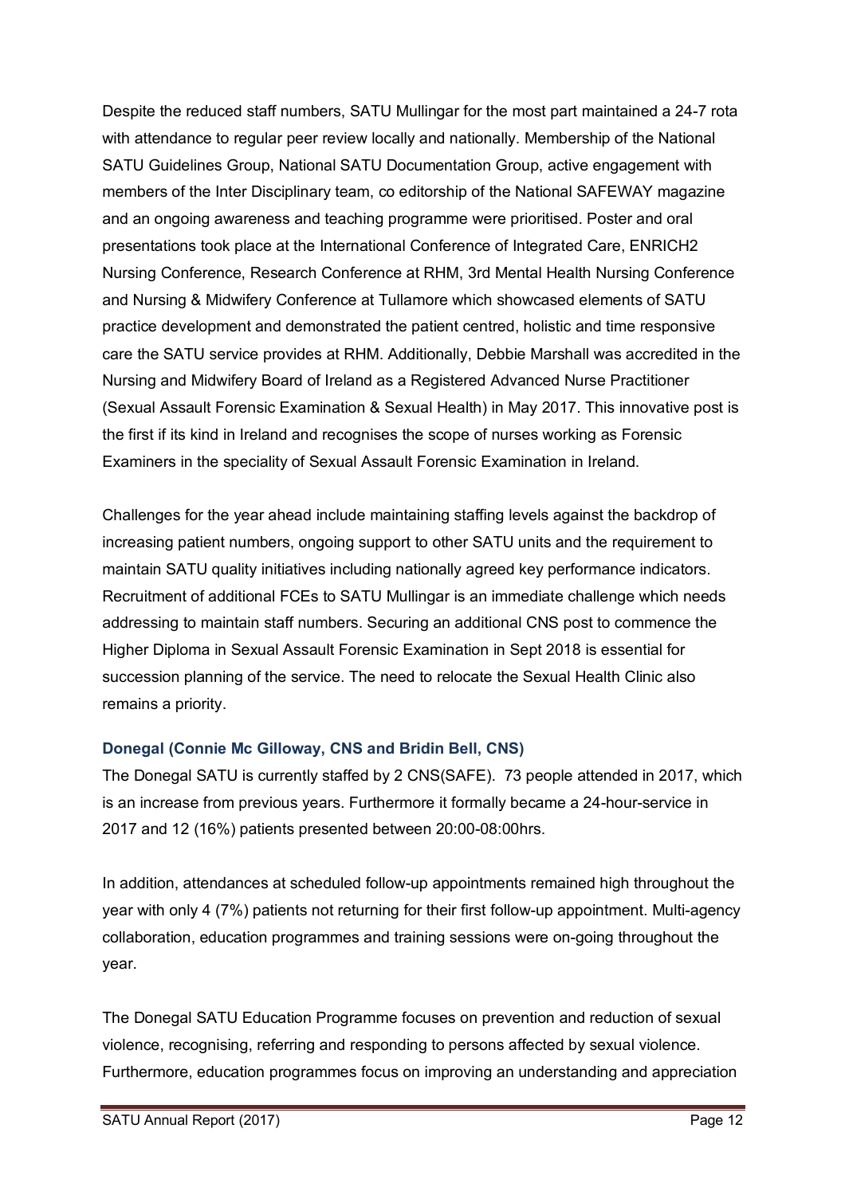Despite the reduced staff numbers, SATU Mullingar for the most part maintained a 24-7 rota with attendance to regular peer review locally and nationally. Membership of the National SATU Guidelines Group, National SATU Documentation Group, active engagement with members of the Inter Disciplinary team, co editorship of the National SAFEWAY magazine and an ongoing awareness and teaching programme were prioritised. Poster and oral presentations took place at the International Conference of Integrated Care, ENRICH2 Nursing Conference, Research Conference at RHM, 3rd Mental Health Nursing Conference and Nursing & Midwifery Conference at Tullamore which showcased elements of SATU practice development and demonstrated the patient centred, holistic and time responsive care the SATU service provides at RHM. Additionally, Debbie Marshall was accredited in the Nursing and Midwifery Board of Ireland as a Registered Advanced Nurse Practitioner (Sexual Assault Forensic Examination & Sexual Health) in May 2017. This innovative post is the first if its kind in Ireland and recognises the scope of nurses working as Forensic Examiners in the speciality of Sexual Assault Forensic Examination in Ireland.

Challenges for the year ahead include maintaining staffing levels against the backdrop of increasing patient numbers, ongoing support to other SATU units and the requirement to maintain SATU quality initiatives including nationally agreed key performance indicators. Recruitment of additional FCEs to SATU Mullingar is an immediate challenge which needs addressing to maintain staff numbers. Securing an additional CNS post to commence the Higher Diploma in Sexual Assault Forensic Examination in Sept 2018 is essential for succession planning of the service. The need to relocate the Sexual Health Clinic also remains a priority.

### Donegal (Connie Mc Gilloway, CNS and Bridin Bell, CNS)

The Donegal SATU is currently staffed by 2 CNS(SAFE). 73 people attended in 2017, which is an increase from previous years. Furthermore it formally became a 24-hour-service in 2017 and 12 (16%) patients presented between 20:00-08:00hrs.

In addition, attendances at scheduled follow-up appointments remained high throughout the year with only 4 (7%) patients not returning for their first follow-up appointment. Multi-agency collaboration, education programmes and training sessions were on-going throughout the year.

The Donegal SATU Education Programme focuses on prevention and reduction of sexual violence, recognising, referring and responding to persons affected by sexual violence. Furthermore, education programmes focus on improving an understanding and appreciation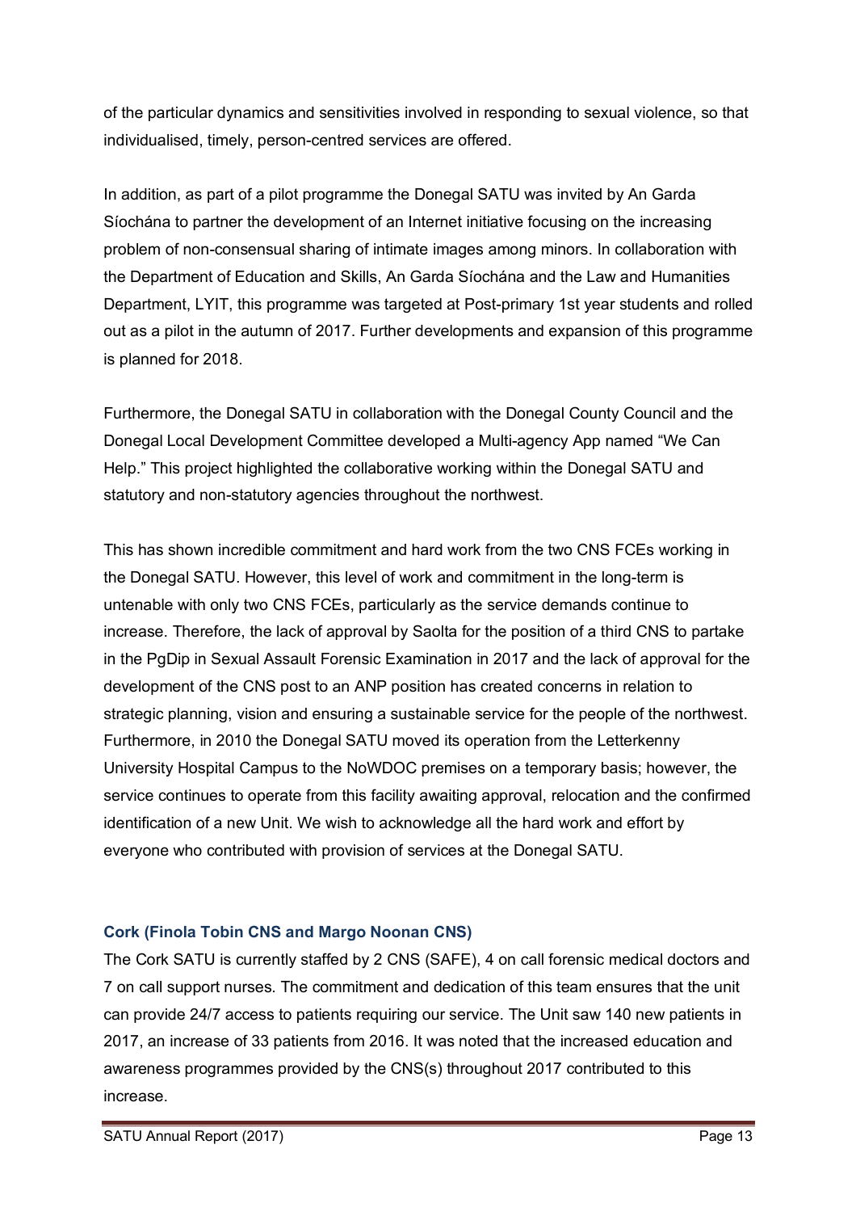of the particular dynamics and sensitivities involved in responding to sexual violence, so that individualised, timely, person-centred services are offered.

In addition, as part of a pilot programme the Donegal SATU was invited by An Garda Síochána to partner the development of an Internet initiative focusing on the increasing problem of non-consensual sharing of intimate images among minors. In collaboration with the Department of Education and Skills, An Garda Síochána and the Law and Humanities Department, LYIT, this programme was targeted at Post-primary 1st year students and rolled out as a pilot in the autumn of 2017. Further developments and expansion of this programme is planned for 2018.

Furthermore, the Donegal SATU in collaboration with the Donegal County Council and the Donegal Local Development Committee developed a Multi-agency App named "We Can Help." This project highlighted the collaborative working within the Donegal SATU and statutory and non-statutory agencies throughout the northwest.

This has shown incredible commitment and hard work from the two CNS FCEs working in the Donegal SATU. However, this level of work and commitment in the long-term is untenable with only two CNS FCEs, particularly as the service demands continue to increase. Therefore, the lack of approval by Saolta for the position of a third CNS to partake in the PgDip in Sexual Assault Forensic Examination in 2017 and the lack of approval for the development of the CNS post to an ANP position has created concerns in relation to strategic planning, vision and ensuring a sustainable service for the people of the northwest. Furthermore, in 2010 the Donegal SATU moved its operation from the Letterkenny University Hospital Campus to the NoWDOC premises on a temporary basis; however, the service continues to operate from this facility awaiting approval, relocation and the confirmed identification of a new Unit. We wish to acknowledge all the hard work and effort by everyone who contributed with provision of services at the Donegal SATU.

### Cork (Finola Tobin CNS and Margo Noonan CNS)

The Cork SATU is currently staffed by 2 CNS (SAFE), 4 on call forensic medical doctors and 7 on call support nurses. The commitment and dedication of this team ensures that the unit can provide 24/7 access to patients requiring our service. The Unit saw 140 new patients in 2017, an increase of 33 patients from 2016. It was noted that the increased education and awareness programmes provided by the CNS(s) throughout 2017 contributed to this increase.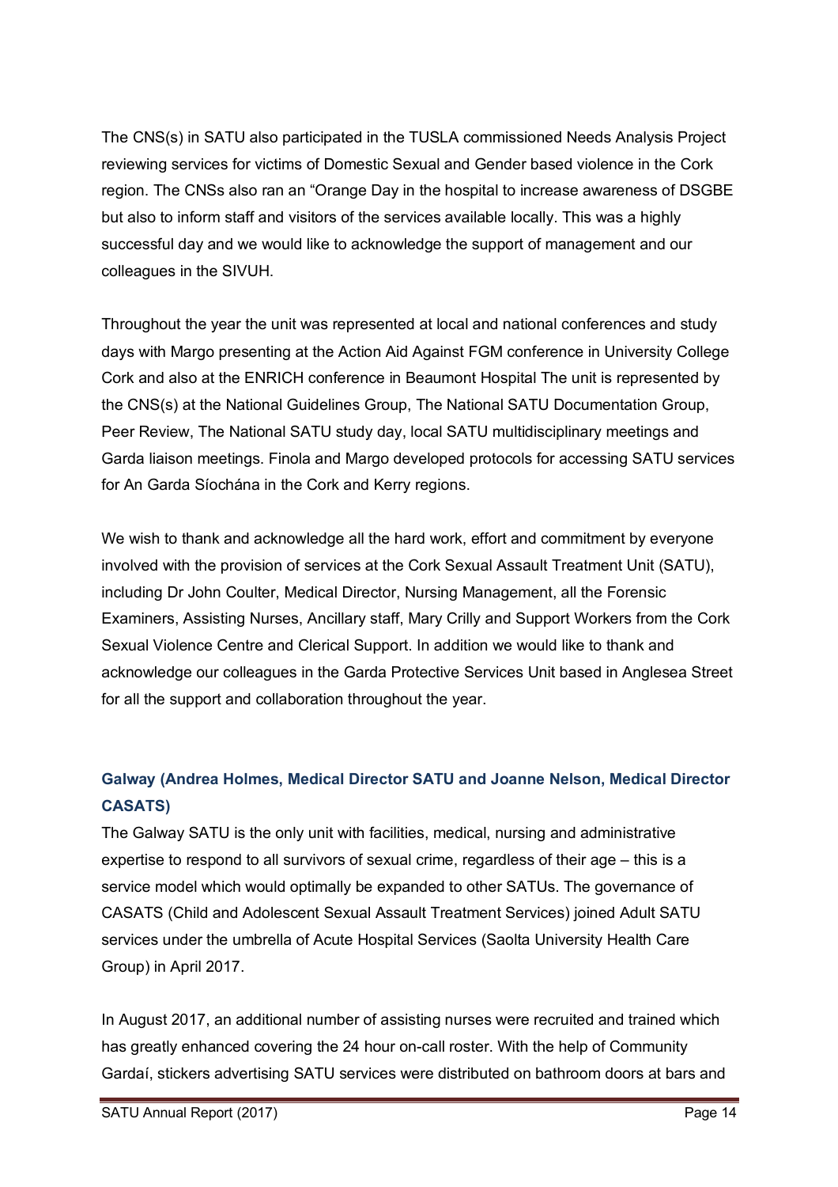The CNS(s) in SATU also participated in the TUSLA commissioned Needs Analysis Project reviewing services for victims of Domestic Sexual and Gender based violence in the Cork region. The CNSs also ran an "Orange Day in the hospital to increase awareness of DSGBE but also to inform staff and visitors of the services available locally. This was a highly successful day and we would like to acknowledge the support of management and our colleagues in the SIVUH.

Throughout the year the unit was represented at local and national conferences and study days with Margo presenting at the Action Aid Against FGM conference in University College Cork and also at the ENRICH conference in Beaumont Hospital The unit is represented by the CNS(s) at the National Guidelines Group, The National SATU Documentation Group, Peer Review, The National SATU study day, local SATU multidisciplinary meetings and Garda liaison meetings. Finola and Margo developed protocols for accessing SATU services for An Garda Síochána in the Cork and Kerry regions.

We wish to thank and acknowledge all the hard work, effort and commitment by everyone involved with the provision of services at the Cork Sexual Assault Treatment Unit (SATU), including Dr John Coulter, Medical Director, Nursing Management, all the Forensic Examiners, Assisting Nurses, Ancillary staff, Mary Crilly and Support Workers from the Cork Sexual Violence Centre and Clerical Support. In addition we would like to thank and acknowledge our colleagues in the Garda Protective Services Unit based in Anglesea Street for all the support and collaboration throughout the year.

### Galway (Andrea Holmes, Medical Director SATU and Joanne Nelson, Medical Director CASATS)

The Galway SATU is the only unit with facilities, medical, nursing and administrative expertise to respond to all survivors of sexual crime, regardless of their age – this is a service model which would optimally be expanded to other SATUs. The governance of CASATS (Child and Adolescent Sexual Assault Treatment Services) joined Adult SATU services under the umbrella of Acute Hospital Services (Saolta University Health Care Group) in April 2017.

In August 2017, an additional number of assisting nurses were recruited and trained which has greatly enhanced covering the 24 hour on-call roster. With the help of Community Gardaí, stickers advertising SATU services were distributed on bathroom doors at bars and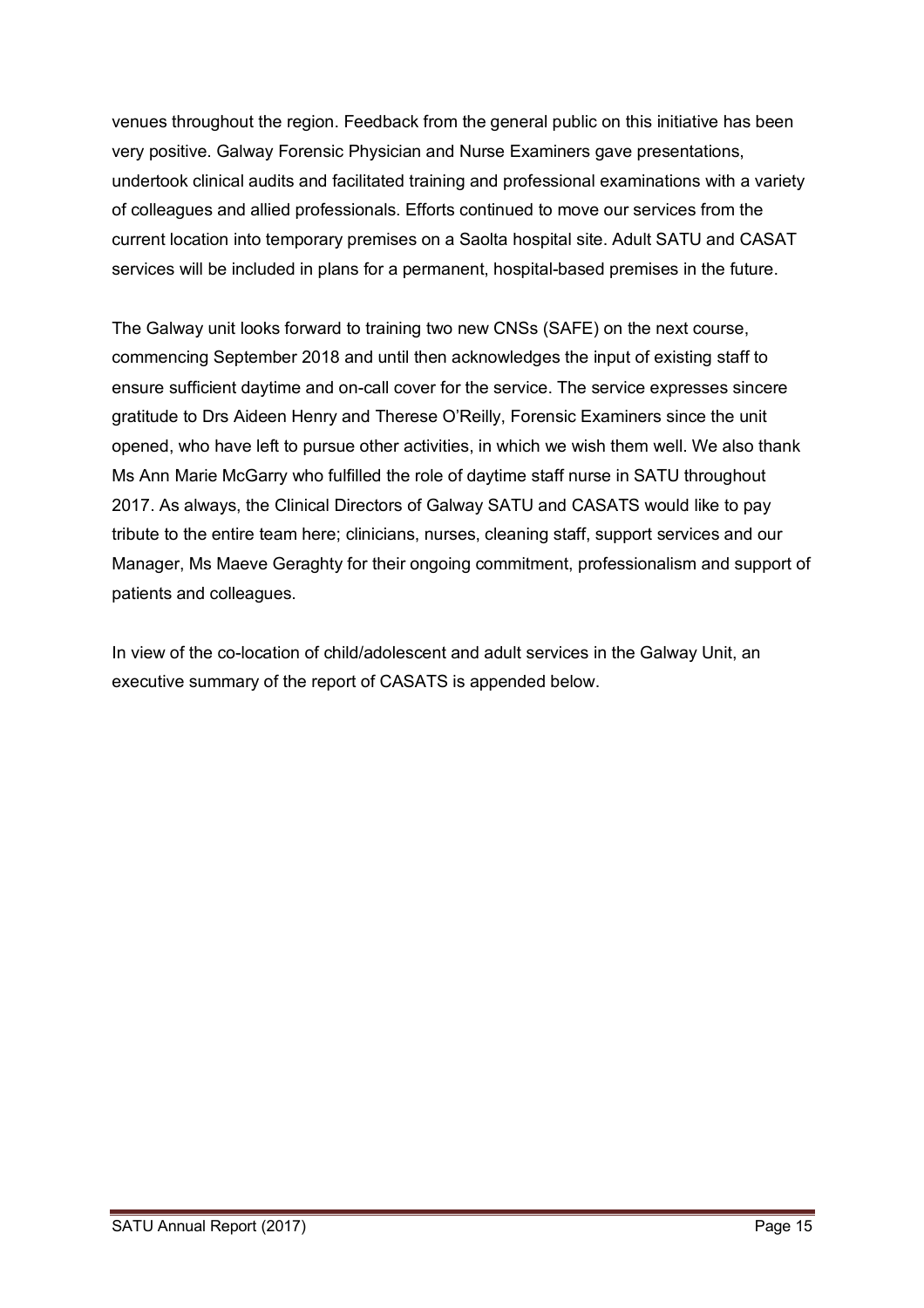venues throughout the region. Feedback from the general public on this initiative has been very positive. Galway Forensic Physician and Nurse Examiners gave presentations, undertook clinical audits and facilitated training and professional examinations with a variety of colleagues and allied professionals. Efforts continued to move our services from the current location into temporary premises on a Saolta hospital site. Adult SATU and CASAT services will be included in plans for a permanent, hospital-based premises in the future.

The Galway unit looks forward to training two new CNSs (SAFE) on the next course, commencing September 2018 and until then acknowledges the input of existing staff to ensure sufficient daytime and on-call cover for the service. The service expresses sincere gratitude to Drs Aideen Henry and Therese O'Reilly, Forensic Examiners since the unit opened, who have left to pursue other activities, in which we wish them well. We also thank Ms Ann Marie McGarry who fulfilled the role of daytime staff nurse in SATU throughout 2017. As always, the Clinical Directors of Galway SATU and CASATS would like to pay tribute to the entire team here; clinicians, nurses, cleaning staff, support services and our Manager, Ms Maeve Geraghty for their ongoing commitment, professionalism and support of patients and colleagues.

In view of the co-location of child/adolescent and adult services in the Galway Unit, an executive summary of the report of CASATS is appended below.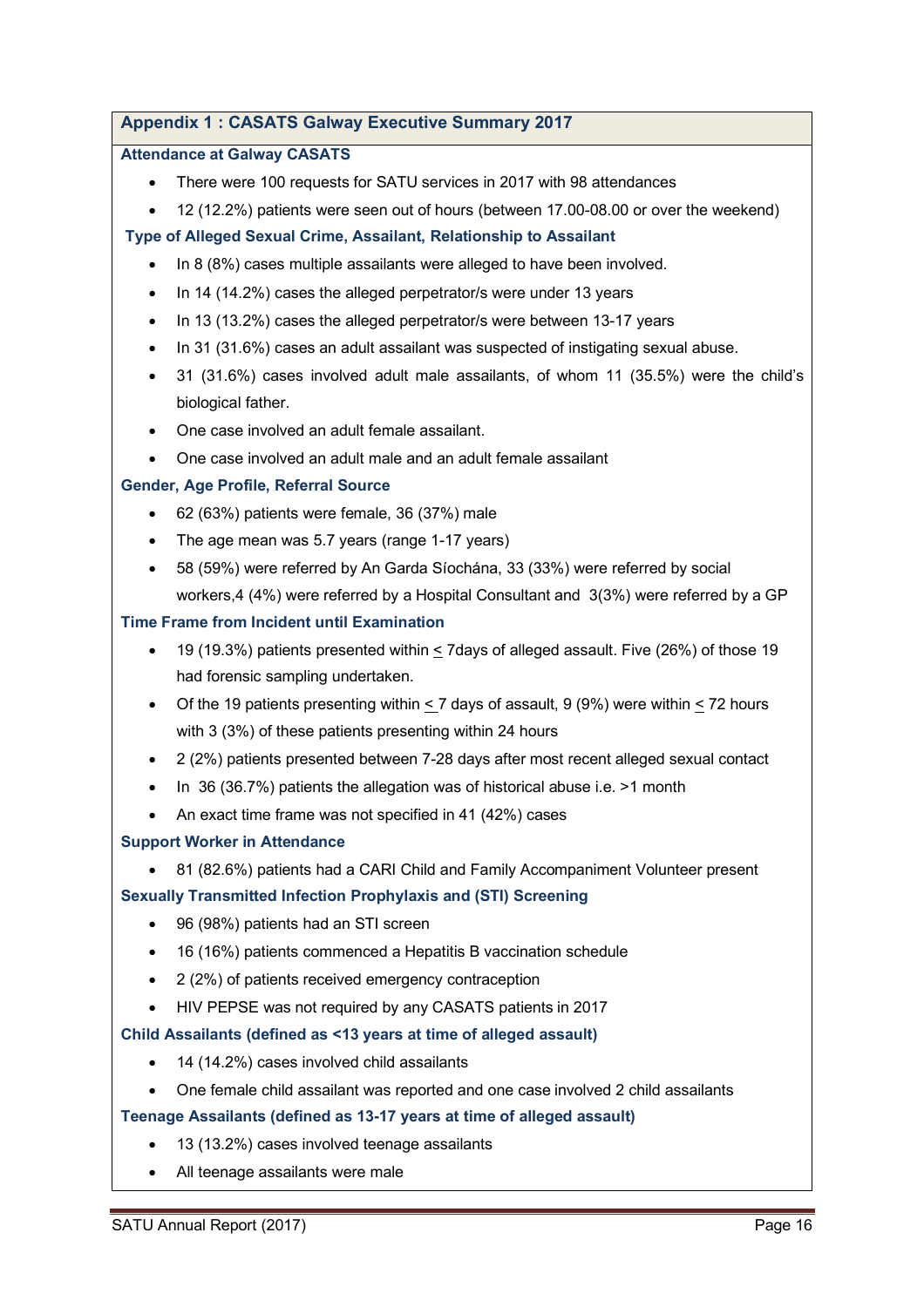## Appendix 1 : CASATS Galway Executive Summary 2017

### Attendance at Galway CASATS

- There were 100 requests for SATU services in 2017 with 98 attendances
- 12 (12.2%) patients were seen out of hours (between 17.00-08.00 or over the weekend)

### Type of Alleged Sexual Crime, Assailant, Relationship to Assailant

- In 8 (8%) cases multiple assailants were alleged to have been involved.
- In 14 (14.2%) cases the alleged perpetrator/s were under 13 years
- In 13 (13.2%) cases the alleged perpetrator/s were between 13-17 years
- In 31 (31.6%) cases an adult assailant was suspected of instigating sexual abuse.
- 31 (31.6%) cases involved adult male assailants, of whom 11 (35.5%) were the child's biological father.
- One case involved an adult female assailant.
- One case involved an adult male and an adult female assailant

### Gender, Age Profile, Referral Source

- 62 (63%) patients were female, 36 (37%) male
- The age mean was 5.7 years (range 1-17 years)
- 58 (59%) were referred by An Garda Síochána, 33 (33%) were referred by social workers,4 (4%) were referred by a Hospital Consultant and 3(3%) were referred by a GP

### Time Frame from Incident until Examination

- 19 (19.3%) patients presented within ≤ 7days of alleged assault. Five (26%) of those 19 had forensic sampling undertaken.
- Of the 19 patients presenting within ≤ 7 days of assault, 9 (9%) were within ≤ 72 hours with 3 (3%) of these patients presenting within 24 hours
- 2 (2%) patients presented between 7-28 days after most recent alleged sexual contact
- In 36 (36.7%) patients the allegation was of historical abuse i.e. >1 month
- An exact time frame was not specified in 41 (42%) cases

### Support Worker in Attendance

- 81 (82.6%) patients had a CARI Child and Family Accompaniment Volunteer present

### Sexually Transmitted Infection Prophylaxis and (STI) Screening

- 96 (98%) patients had an STI screen
- 16 (16%) patients commenced a Hepatitis B vaccination schedule
- 2 (2%) of patients received emergency contraception
- HIV PEPSE was not required by any CASATS patients in 2017

### Child Assailants (defined as <13 years at time of alleged assault)

- 14 (14.2%) cases involved child assailants
- One female child assailant was reported and one case involved 2 child assailants

### Teenage Assailants (defined as 13-17 years at time of alleged assault)

- 13 (13.2%) cases involved teenage assailants
- All teenage assailants were male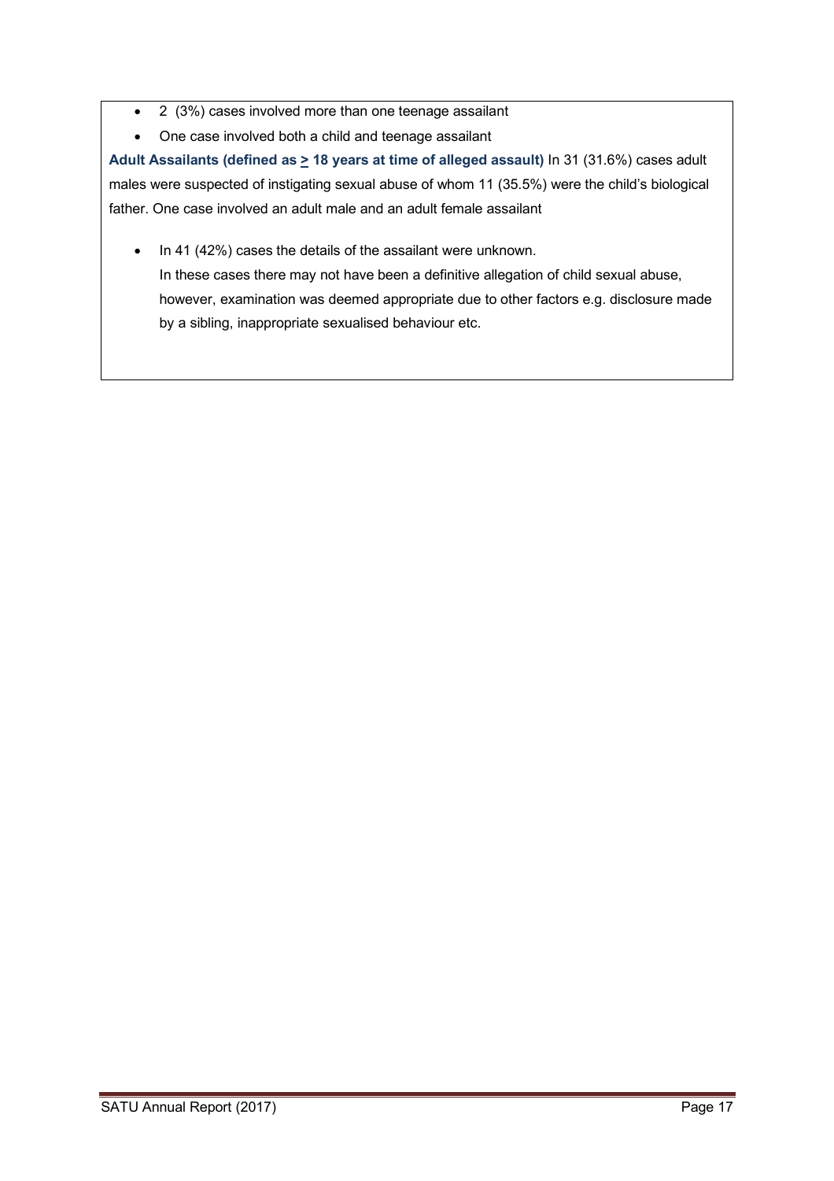- 2  (3%) cases involved more than one teenage assailant
- One case involved both a child and teenage assailant

**Adult Assailants (defined as ≥ 18 years at time of alleged assault)** In 31 (31.6%) cases adult males were suspected of instigating sexual abuse of whom 11 (35.5%) were the child's biological father. One case involved an adult male and an adult female assailant

- In 41 (42%) cases the details of the assailant were unknown.
  In these cases there may not have been a definitive allegation of child sexual abuse, however, examination was deemed appropriate due to other factors e.g. disclosure made by a sibling, inappropriate sexualised behaviour etc.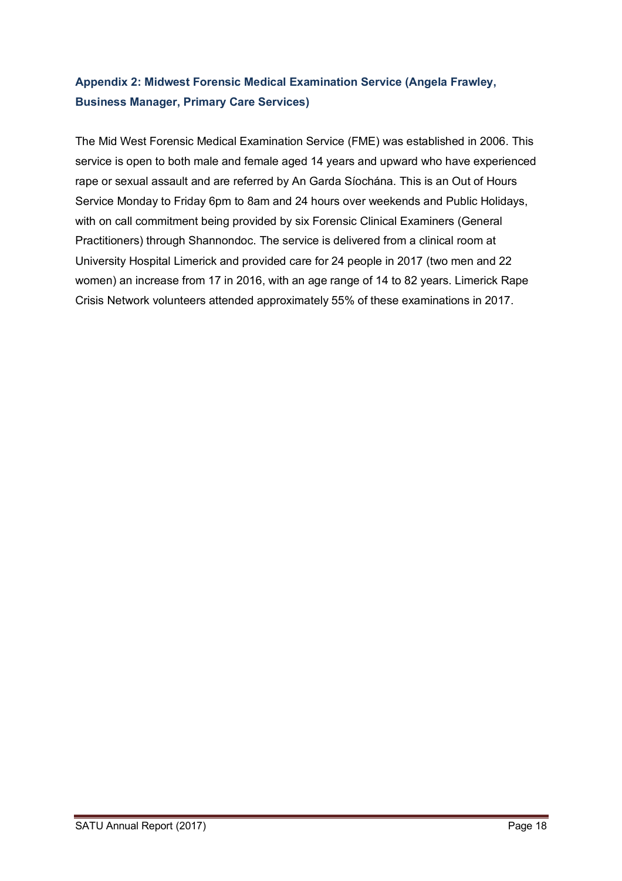## Appendix 2: Midwest Forensic Medical Examination Service (Angela Frawley, Business Manager, Primary Care Services)

The Mid West Forensic Medical Examination Service (FME) was established in 2006. This service is open to both male and female aged 14 years and upward who have experienced rape or sexual assault and are referred by An Garda Síochána. This is an Out of Hours Service Monday to Friday 6pm to 8am and 24 hours over weekends and Public Holidays, with on call commitment being provided by six Forensic Clinical Examiners (General Practitioners) through Shannondoc. The service is delivered from a clinical room at University Hospital Limerick and provided care for 24 people in 2017 (two men and 22 women) an increase from 17 in 2016, with an age range of 14 to 82 years. Limerick Rape Crisis Network volunteers attended approximately 55% of these examinations in 2017.